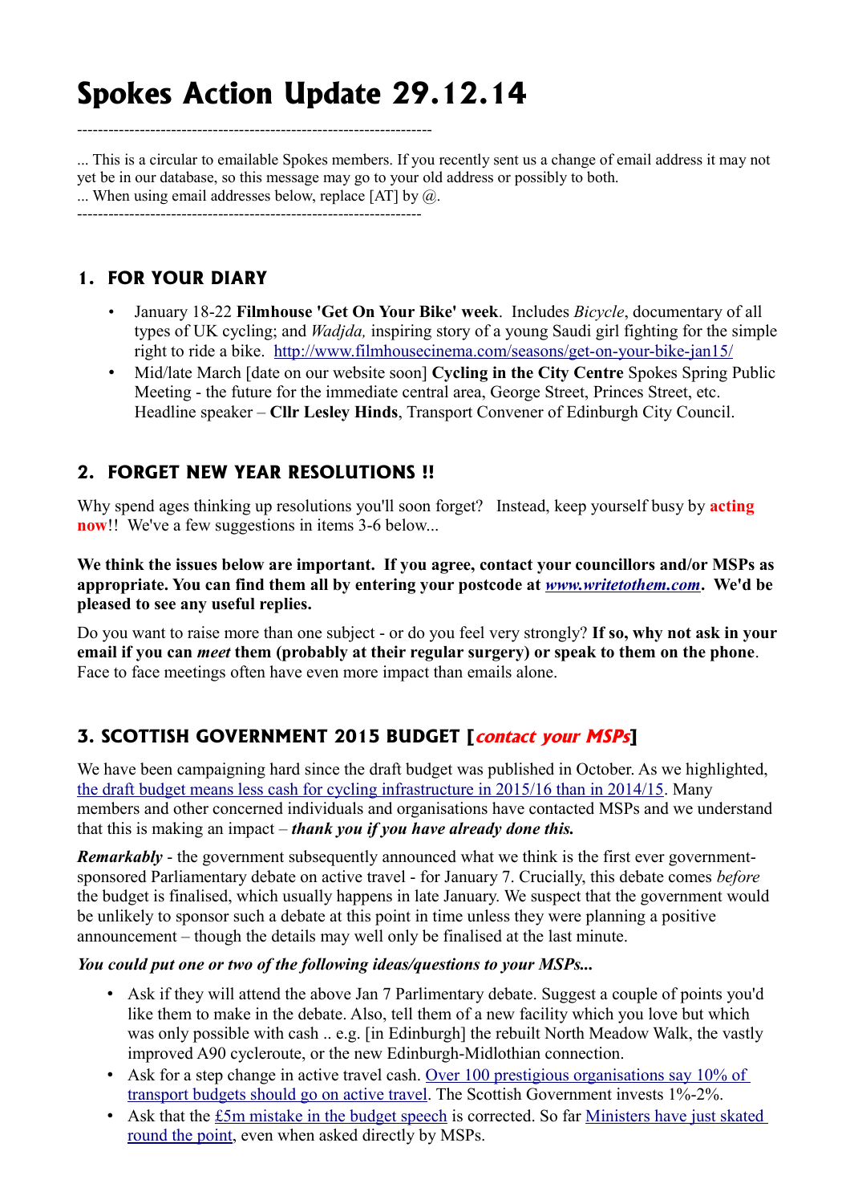# Spokes Action Update 29.12.14

--------------------------------------------------------------------

... This is a circular to emailable Spokes members. If you recently sent us a change of email address it may not yet be in our database, so this message may go to your old address or possibly to both.
... When using email addresses below, replace [AT] by @.

------------------------------------------------------------------

## 1. FOR YOUR DIARY

- January 18-22 **Filmhouse 'Get On Your Bike' week**. Includes *Bicycle*, documentary of all types of UK cycling; and *Wadjda,* inspiring story of a young Saudi girl fighting for the simple right to ride a bike. http://www.filmhousecinema.com/seasons/get-on-your-bike-jan15/
- Mid/late March [date on our website soon] **Cycling in the City Centre** Spokes Spring Public Meeting - the future for the immediate central area, George Street, Princes Street, etc. Headline speaker – **Cllr Lesley Hinds**, Transport Convener of Edinburgh City Council.

## 2. FORGET NEW YEAR RESOLUTIONS !!

Why spend ages thinking up resolutions you'll soon forget? Instead, keep yourself busy by **acting now**!! We've a few suggestions in items 3-6 below...

**We think the issues below are important. If you agree, contact your councillors and/or MSPs as appropriate. You can find them all by entering your postcode at *www.writetothem.com*. We'd be pleased to see any useful replies.**

Do you want to raise more than one subject - or do you feel very strongly? **If so, why not ask in your email if you can *meet* them (probably at their regular surgery) or speak to them on the phone**. Face to face meetings often have even more impact than emails alone.

## 3. SCOTTISH GOVERNMENT 2015 BUDGET [*contact your MSPs*]

We have been campaigning hard since the draft budget was published in October. As we highlighted, the draft budget means less cash for cycling infrastructure in 2015/16 than in 2014/15. Many members and other concerned individuals and organisations have contacted MSPs and we understand that this is making an impact – ***thank you if you have already done this.***

***Remarkably*** - the government subsequently announced what we think is the first ever government-sponsored Parliamentary debate on active travel - for January 7. Crucially, this debate comes *before* the budget is finalised, which usually happens in late January. We suspect that the government would be unlikely to sponsor such a debate at this point in time unless they were planning a positive announcement – though the details may well only be finalised at the last minute.

***You could put one or two of the following ideas/questions to your MSPs...***

- Ask if they will attend the above Jan 7 Parlimentary debate. Suggest a couple of points you'd like them to make in the debate. Also, tell them of a new facility which you love but which was only possible with cash .. e.g. [in Edinburgh] the rebuilt North Meadow Walk, the vastly improved A90 cycleroute, or the new Edinburgh-Midlothian connection.
- Ask for a step change in active travel cash. Over 100 prestigious organisations say 10% of transport budgets should go on active travel. The Scottish Government invests 1%-2%.
- Ask that the £5m mistake in the budget speech is corrected. So far Ministers have just skated round the point, even when asked directly by MSPs.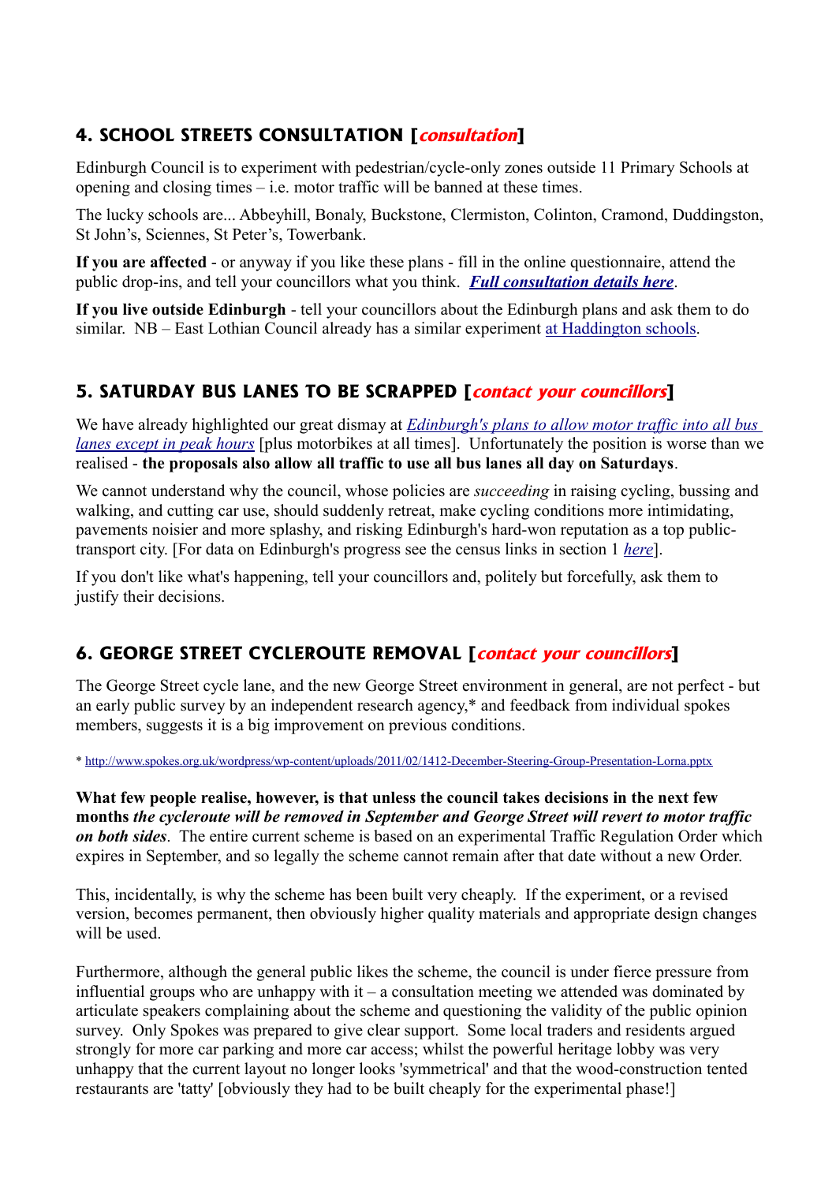## 4. SCHOOL STREETS CONSULTATION [*consultation*]

Edinburgh Council is to experiment with pedestrian/cycle-only zones outside 11 Primary Schools at opening and closing times – i.e. motor traffic will be banned at these times.

The lucky schools are... Abbeyhill, Bonaly, Buckstone, Clermiston, Colinton, Cramond, Duddingston, St John's, Sciennes, St Peter's, Towerbank.

**If you are affected** - or anyway if you like these plans - fill in the online questionnaire, attend the public drop-ins, and tell your councillors what you think. ***Full consultation details here***.

**If you live outside Edinburgh** - tell your councillors about the Edinburgh plans and ask them to do similar. NB – East Lothian Council already has a similar experiment at Haddington schools.

## 5. SATURDAY BUS LANES TO BE SCRAPPED [*contact your councillors*]

We have already highlighted our great dismay at *Edinburgh's plans to allow motor traffic into all bus lanes except in peak hours* [plus motorbikes at all times]. Unfortunately the position is worse than we realised - **the proposals also allow all traffic to use all bus lanes all day on Saturdays**.

We cannot understand why the council, whose policies are *succeeding* in raising cycling, bussing and walking, and cutting car use, should suddenly retreat, make cycling conditions more intimidating, pavements noisier and more splashy, and risking Edinburgh's hard-won reputation as a top public-transport city. [For data on Edinburgh's progress see the census links in section 1 *here*].

If you don't like what's happening, tell your councillors and, politely but forcefully, ask them to justify their decisions.

## 6. GEORGE STREET CYCLEROUTE REMOVAL [*contact your councillors*]

The George Street cycle lane, and the new George Street environment in general, are not perfect - but an early public survey by an independent research agency,* and feedback from individual spokes members, suggests it is a big improvement on previous conditions.

* http://www.spokes.org.uk/wordpress/wp-content/uploads/2011/02/1412-December-Steering-Group-Presentation-Lorna.pptx

**What few people realise, however, is that unless the council takes decisions in the next few months *the cycleroute will be removed in September and George Street will revert to motor traffic on both sides*.** The entire current scheme is based on an experimental Traffic Regulation Order which expires in September, and so legally the scheme cannot remain after that date without a new Order.

This, incidentally, is why the scheme has been built very cheaply. If the experiment, or a revised version, becomes permanent, then obviously higher quality materials and appropriate design changes will be used.

Furthermore, although the general public likes the scheme, the council is under fierce pressure from influential groups who are unhappy with it – a consultation meeting we attended was dominated by articulate speakers complaining about the scheme and questioning the validity of the public opinion survey. Only Spokes was prepared to give clear support. Some local traders and residents argued strongly for more car parking and more car access; whilst the powerful heritage lobby was very unhappy that the current layout no longer looks 'symmetrical' and that the wood-construction tented restaurants are 'tatty' [obviously they had to be built cheaply for the experimental phase!]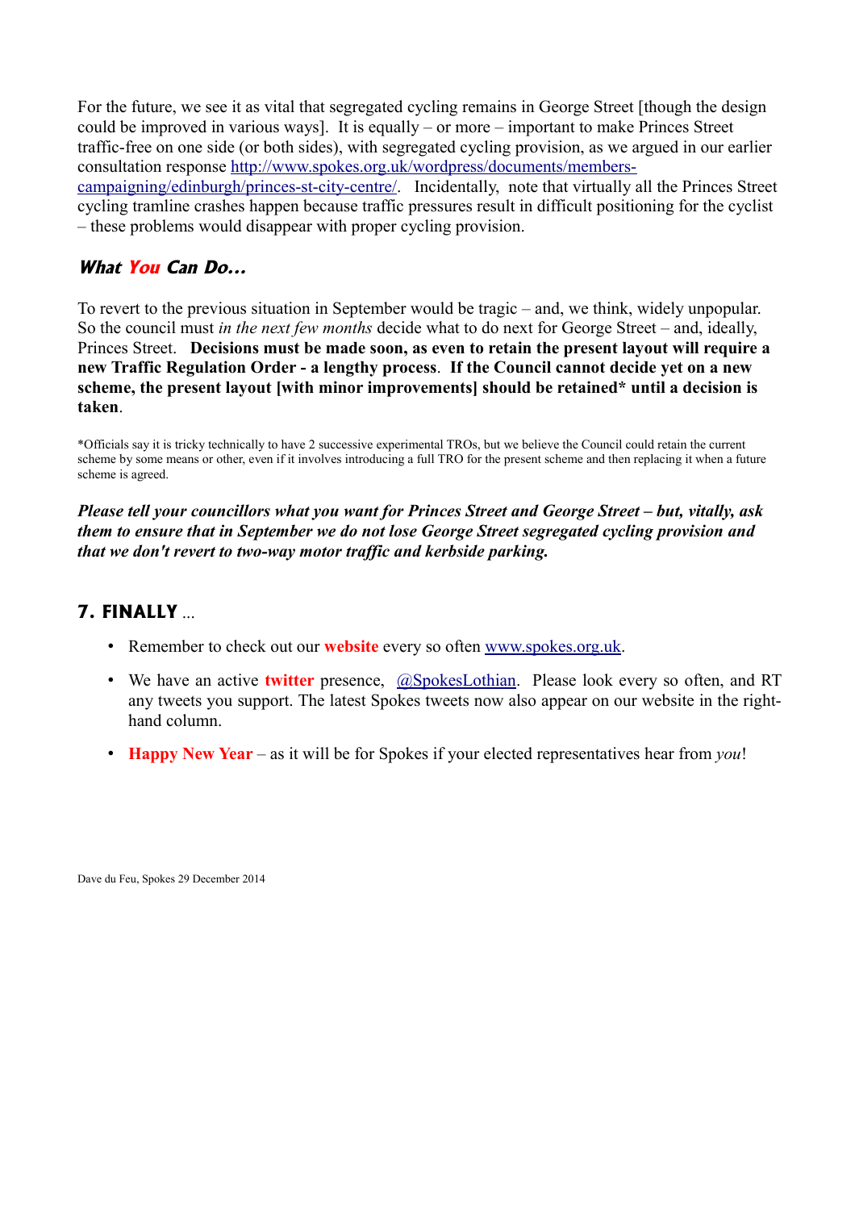For the future, we see it as vital that segregated cycling remains in George Street [though the design could be improved in various ways]. It is equally – or more – important to make Princes Street traffic-free on one side (or both sides), with segregated cycling provision, as we argued in our earlier consultation response [http://www.spokes.org.uk/wordpress/documents/members-campaigning/edinburgh/princes-st-city-centre/](http://www.spokes.org.uk/wordpress/documents/members-campaigning/edinburgh/princes-st-city-centre/). Incidentally, note that virtually all the Princes Street cycling tramline crashes happen because traffic pressures result in difficult positioning for the cyclist – these problems would disappear with proper cycling provision.

### *What You Can Do…*

To revert to the previous situation in September would be tragic – and, we think, widely unpopular. So the council must *in the next few months* decide what to do next for George Street – and, ideally, Princes Street. **Decisions must be made soon, as even to retain the present layout will require a new Traffic Regulation Order - a lengthy process. If the Council cannot decide yet on a new scheme, the present layout [with minor improvements] should be retained* until a decision is taken.**

*Officials say it is tricky technically to have 2 successive experimental TROs, but we believe the Council could retain the current scheme by some means or other, even if it involves introducing a full TRO for the present scheme and then replacing it when a future scheme is agreed.

***Please tell your councillors what you want for Princes Street and George Street – but, vitally, ask them to ensure that in September we do not lose George Street segregated cycling provision and that we don't revert to two-way motor traffic and kerbside parking.***

## 7. FINALLY ...

- Remember to check out our **website** every so often [www.spokes.org.uk](http://www.spokes.org.uk).
- We have an active **twitter** presence, [@SpokesLothian](https://twitter.com/SpokesLothian). Please look every so often, and RT any tweets you support. The latest Spokes tweets now also appear on our website in the right-hand column.
- **Happy New Year** – as it will be for Spokes if your elected representatives hear from *you*!

Dave du Feu, Spokes 29 December 2014